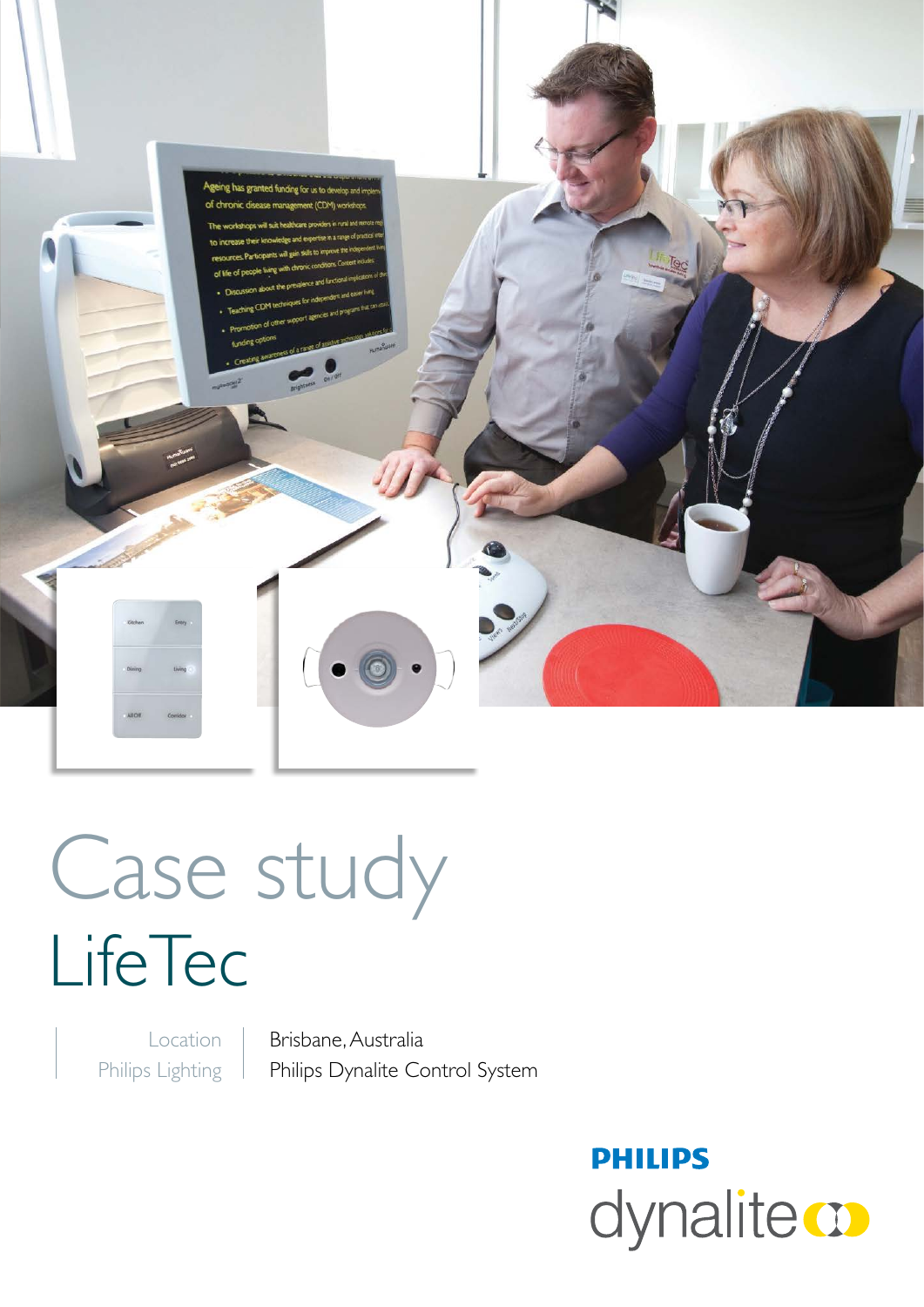# Case study

## LifeTec

| Location | Brisbane, Australia |
| --- | --- |
| Philips Lighting | Philips Dynalite Control System |

**PHILIPS**
dynalite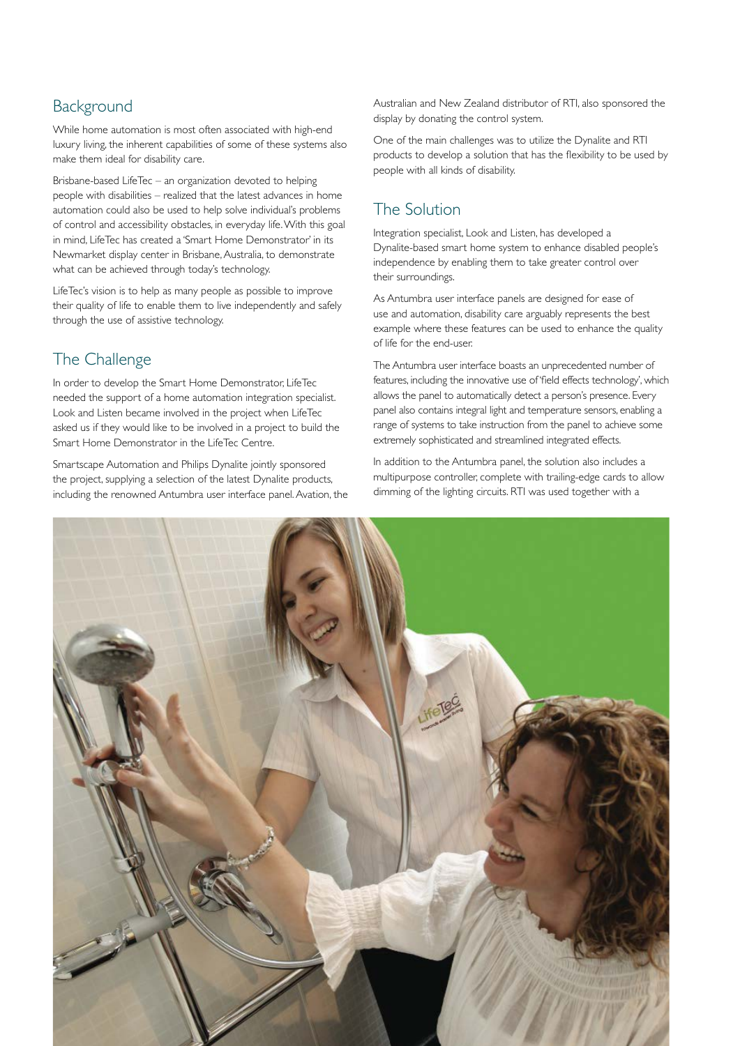## Background

While home automation is most often associated with high-end luxury living, the inherent capabilities of some of these systems also make them ideal for disability care.

Brisbane-based LifeTec – an organization devoted to helping people with disabilities – realized that the latest advances in home automation could also be used to help solve individual's problems of control and accessibility obstacles, in everyday life. With this goal in mind, LifeTec has created a 'Smart Home Demonstrator' in its Newmarket display center in Brisbane, Australia, to demonstrate what can be achieved through today's technology.

LifeTec's vision is to help as many people as possible to improve their quality of life to enable them to live independently and safely through the use of assistive technology.

## The Challenge

In order to develop the Smart Home Demonstrator, LifeTec needed the support of a home automation integration specialist. Look and Listen became involved in the project when LifeTec asked us if they would like to be involved in a project to build the Smart Home Demonstrator in the LifeTec Centre.

Smartscape Automation and Philips Dynalite jointly sponsored the project, supplying a selection of the latest Dynalite products, including the renowned Antumbra user interface panel. Avation, the Australian and New Zealand distributor of RTI, also sponsored the display by donating the control system.

One of the main challenges was to utilize the Dynalite and RTI products to develop a solution that has the flexibility to be used by people with all kinds of disability.

## The Solution

Integration specialist, Look and Listen, has developed a Dynalite-based smart home system to enhance disabled people's independence by enabling them to take greater control over their surroundings.

As Antumbra user interface panels are designed for ease of use and automation, disability care arguably represents the best example where these features can be used to enhance the quality of life for the end-user.

The Antumbra user interface boasts an unprecedented number of features, including the innovative use of 'field effects technology', which allows the panel to automatically detect a person's presence. Every panel also contains integral light and temperature sensors, enabling a range of systems to take instruction from the panel to achieve some extremely sophisticated and streamlined integrated effects.

In addition to the Antumbra panel, the solution also includes a multipurpose controller, complete with trailing-edge cards to allow dimming of the lighting circuits. RTI was used together with a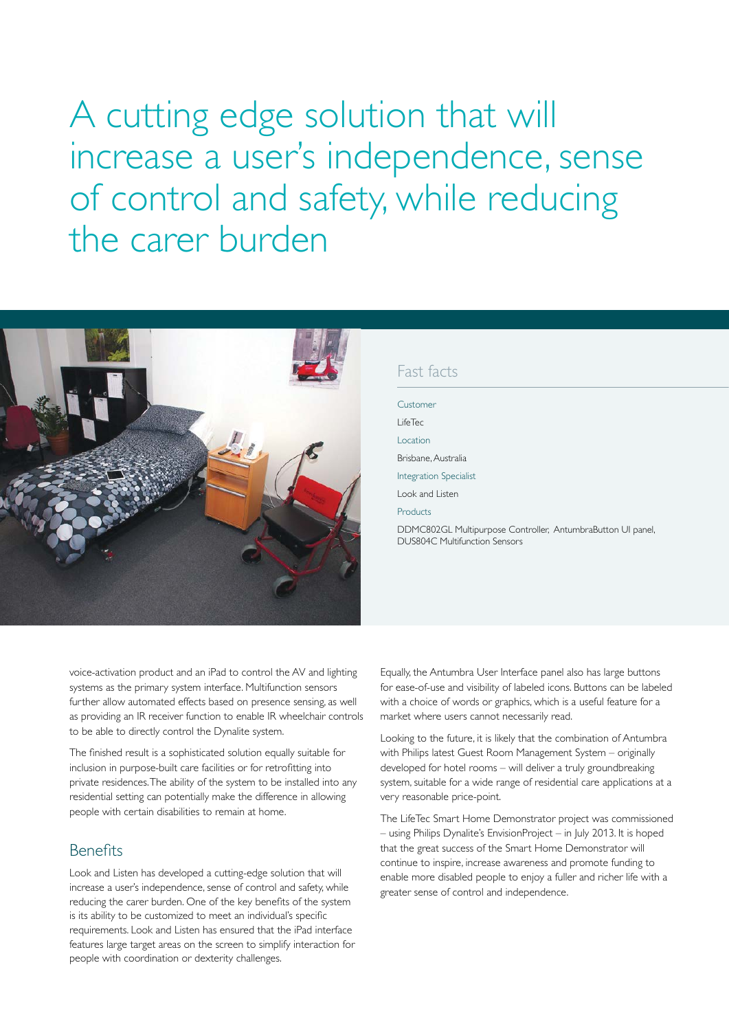# A cutting edge solution that will increase a user's independence, sense of control and safety, while reducing the carer burden

## Fast facts

Customer
LifeTec

Location
Brisbane, Australia

Integration Specialist
Look and Listen

Products
DDMC802GL Multipurpose Controller; AntumbraButton UI panel, DUS804C Multifunction Sensors

voice-activation product and an iPad to control the AV and lighting systems as the primary system interface. Multifunction sensors further allow automated effects based on presence sensing, as well as providing an IR receiver function to enable IR wheelchair controls to be able to directly control the Dynalite system.

The finished result is a sophisticated solution equally suitable for inclusion in purpose-built care facilities or for retrofitting into private residences. The ability of the system to be installed into any residential setting can potentially make the difference in allowing people with certain disabilities to remain at home.

## Benefits

Look and Listen has developed a cutting-edge solution that will increase a user's independence, sense of control and safety, while reducing the carer burden. One of the key benefits of the system is its ability to be customized to meet an individual's specific requirements. Look and Listen has ensured that the iPad interface features large target areas on the screen to simplify interaction for people with coordination or dexterity challenges.

Equally, the Antumbra User Interface panel also has large buttons for ease-of-use and visibility of labeled icons. Buttons can be labeled with a choice of words or graphics, which is a useful feature for a market where users cannot necessarily read.

Looking to the future, it is likely that the combination of Antumbra with Philips latest Guest Room Management System – originally developed for hotel rooms – will deliver a truly groundbreaking system, suitable for a wide range of residential care applications at a very reasonable price-point.

The LifeTec Smart Home Demonstrator project was commissioned – using Philips Dynalite's EnvisionProject – in July 2013. It is hoped that the great success of the Smart Home Demonstrator will continue to inspire, increase awareness and promote funding to enable more disabled people to enjoy a fuller and richer life with a greater sense of control and independence.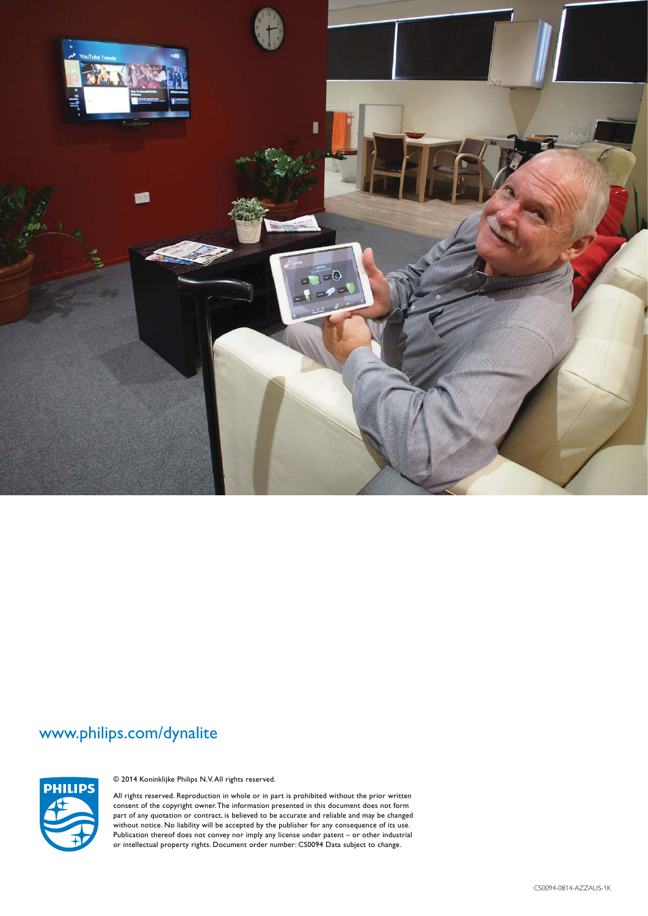www.philips.com/dynalite

© 2014 Koninklijke Philips N.V. All rights reserved.

All rights reserved. Reproduction in whole or in part is prohibited without the prior written consent of the copyright owner. The information presented in this document does not form part of any quotation or contract, is believed to be accurate and reliable and may be changed without notice. No liability will be accepted by the publisher for any consequence of its use. Publication thereof does not convey nor imply any license under patent – or other industrial or intellectual property rights. Document order number: CS0094 Data subject to change.

CS0094-0814-AZZAUS-1K